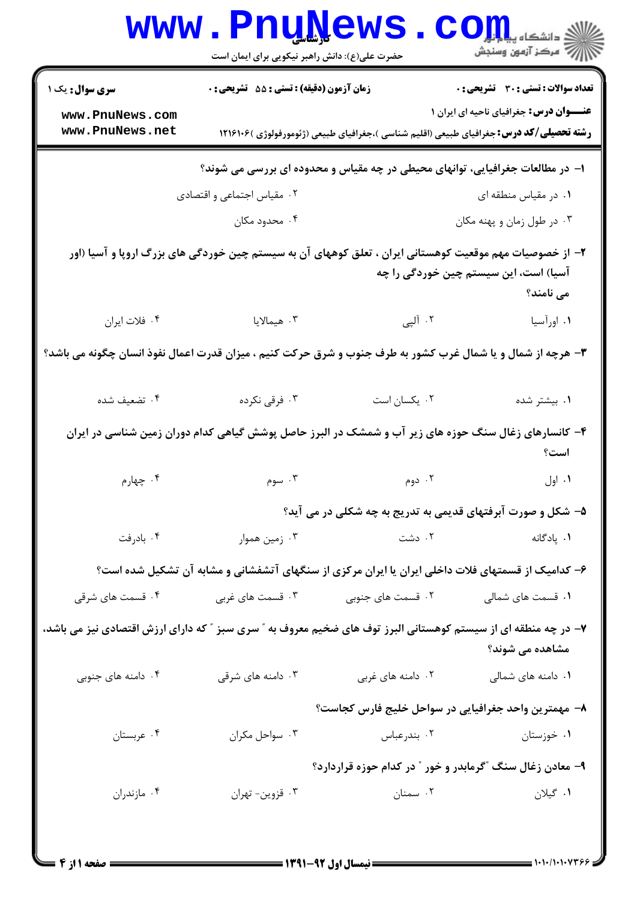کارشناسی

حضرت علی(ع): دانش راهبر نیکویی برای ایمان است

دانشگاه پیام نور
مرکز آزمون وسنجش

**سری سوال:** یک ۱ | **زمان آزمون (دقیقه) : تستی : ۵۵ تشریحی : ۰** | **تعداد سوالات : تستی : ۳۰ تشریحی : ۰**

**عنـــوان درس:** جغرافیای ناحیه ای ایران ۱

**رشته تحصیلی/کد درس:** جغرافیای طبیعی (اقلیم شناسی )،جغرافیای طبیعی (ژئومورفولوژی )۱۲۱۶۱۰۶

۱- در مطالعات جغرافیایی، توانهای محیطی در چه مقیاس و محدوده ای بررسی می شوند؟

۱. در مقیاس منطقه ای
۲. مقیاس اجتماعی و اقتصادی
۳. در طول زمان و پهنه مکان
۴. محدود مکان

۲- از خصوصیات مهم موقعیت کوهستانی ایران ، تعلق کوههای آن به سیستم چین خوردگی های بزرگ اروپا و آسیا (اور آسیا) است، این سیستم چین خوردگی را چه می نامند؟

۱. اورآسیا
۲. آلپی
۳. هیمالایا
۴. فلات ایران

۳- هرچه از شمال و یا شمال غرب کشور به طرف جنوب و شرق حرکت کنیم ، میزان قدرت اعمال نفوذ انسان چگونه می باشد؟

۱. بیشتر شده
۲. یکسان است
۳. فرقی نکرده
۴. تضعیف شده

۴- کانسارهای زغال سنگ حوزه های زیر آب و شمشک در البرز حاصل پوشش گیاهی کدام دوران زمین شناسی در ایران است؟

۱. اول
۲. دوم
۳. سوم
۴. چهارم

۵- شکل و صورت آبرفتهای قدیمی به تدریج به چه شکلی در می آید؟

۱. پادگانه
۲. دشت
۳. زمین هموار
۴. بادرفت

۶- کدامیک از قسمتهای فلات داخلی ایران یا ایران مرکزی از سنگهای آتشفشانی و مشابه آن تشکیل شده است؟

۱. قسمت های شمالی
۲. قسمت های جنوبی
۳. قسمت های غربی
۴. قسمت های شرقی

۷- در چه منطقه ای از سیستم کوهستانی البرز توف های ضخیم معروف به " سری سبز " که دارای ارزش اقتصادی نیز می باشد، مشاهده می شوند؟

۱. دامنه های شمالی
۲. دامنه های غربی
۳. دامنه های شرقی
۴. دامنه های جنوبی

۸- مهمترین واحد جغرافیایی در سواحل خلیج فارس کجاست؟

۱. خوزستان
۲. بندرعباس
۳. سواحل مکران
۴. عربستان

۹- معادن زغال سنگ "گرمابدر و خور " در کدام حوزه قراردارد؟

۱. گیلان
۲. سمنان
۳. قزوین- تهران
۴. مازندران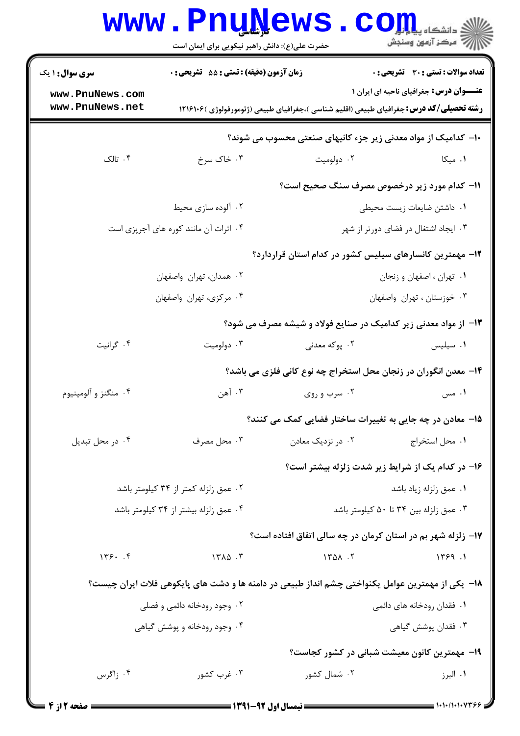۱۰- کدامیک از مواد معدنی زیر جزء کانیهای صنعتی محسوب می شوند؟

۱. میکا
۲. دولومیت
۳. خاک سرخ
۴. تالک

۱۱- کدام مورد زیر درخصوص مصرف سنگ صحیح است؟

۱. داشتن ضایعات زیست محیطی
۲. آلوده سازی محیط
۳. ایجاد اشتغال در فضای دورتر از شهر
۴. اثرات آن مانند کوره های آجرپزی است

۱۲- مهمترین کانسارهای سیلیس کشور در کدام استان قراردارد؟

۱. تهران ، اصفهان و زنجان
۲. همدان، تهران واصفهان
۳. خوزستان ، تهران واصفهان
۴. مرکزی، تهران واصفهان

۱۳- از مواد معدنی زیر کدامیک در صنایع فولاد و شیشه مصرف می شود؟

۱. سیلیس
۲. پوکه معدنی
۳. دولومیت
۴. گرانیت

۱۴- معدن انگوران در زنجان محل استخراج چه نوع کانی فلزی می باشد؟

۱. مس
۲. سرب و روی
۳. آهن
۴. منگنز و آلومینیوم

۱۵- معادن در چه جایی به تغییرات ساختار فضایی کمک می کنند؟

۱. محل استخراج
۲. در نزدیک معادن
۳. محل مصرف
۴. در محل تبدیل

۱۶- در کدام یک از شرایط زیر شدت زلزله بیشتر است؟

۱. عمق زلزله زیاد باشد
۲. عمق زلزله کمتر از ۳۴ کیلومتر باشد
۳. عمق زلزله بین ۳۴ تا ۵۰ کیلومتر باشد
۴. عمق زلزله بیشتر از ۳۴ کیلومتر باشد

۱۷- زلزله شهر بم در استان کرمان در چه سالی اتفاق افتاده است؟

۱. ۱۳۶۹
۲. ۱۳۵۸
۳. ۱۳۸۵
۴. ۱۳۶۰

۱۸- یکی از مهمترین عوامل یکنواختی چشم انداز طبیعی در دامنه ها و دشت های پایکوهی فلات ایران چیست؟

۱. فقدان رودخانه های دائمی
۲. وجود رودخانه دائمی و فصلی
۳. فقدان پوشش گیاهی
۴. وجود رودخانه و پوشش گیاهی

۱۹- مهمترین کانون معیشت شبانی در کشور کجاست؟

۱. البرز
۲. شمال کشور
۳. غرب کشور
۴. زاگرس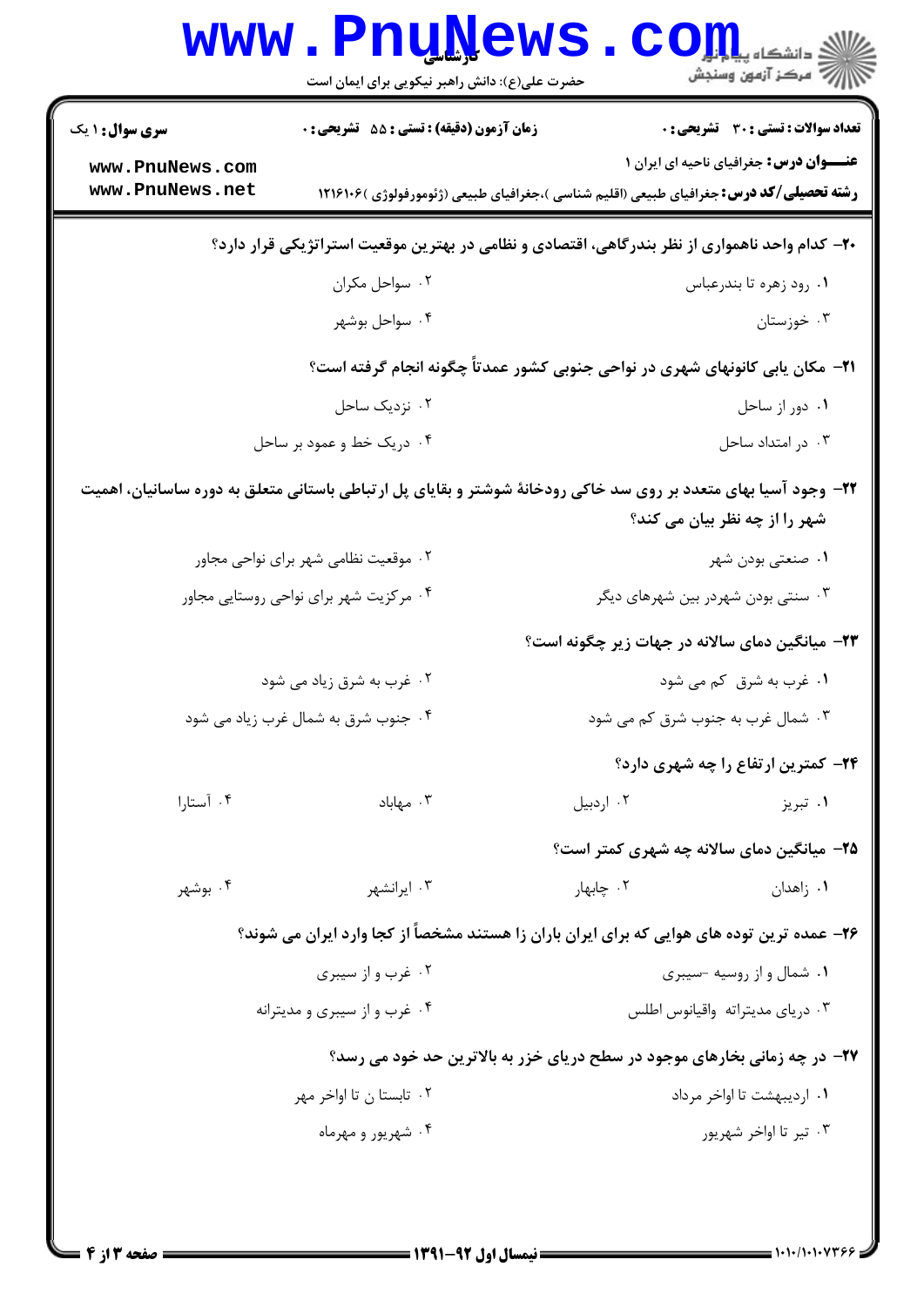**سری سوال:** ۱ یک | **زمان آزمون (دقیقه) : تستی :** ۵۵ **تشریحی :** ۰ | **تعداد سوالات : تستی :** ۳۰ **تشریحی :** ۰

**عنـــوان درس:** جغرافیای ناحیه ای ایران ۱

**رشته تحصیلی/کد درس:** جغرافیای طبیعی (اقلیم شناسی )،جغرافیای طبیعی (ژئومورفولوژی )۱۲۱۶۱۰۶

**۲۰- کدام واحد ناهمواری از نظر بندرگاهی، اقتصادی و نظامی در بهترین موقعیت استراتژیکی قرار دارد؟**

۱. رود زهره تا بندرعباس
۲. سواحل مکران
۳. خوزستان
۴. سواحل بوشهر

**۲۱- مکان یابی کانونهای شهری در نواحی جنوبی کشور عمدتاً چگونه انجام گرفته است؟**

۱. دور از ساحل
۲. نزدیک ساحل
۳. در امتداد ساحل
۴. دریک خط و عمود بر ساحل

**۲۲- وجود آسیا بهای متعدد بر روی سد خاکی رودخانهٔ شوشتر و بقایای پل ارتباطی باستانی متعلق به دوره ساسانیان، اهمیت شهر را از چه نظر بیان می کند؟**

۱. صنعتی بودن شهر
۲. موقعیت نظامی شهر برای نواحی مجاور
۳. سنتی بودن شهردر بین شهرهای دیگر
۴. مرکزیت شهر برای نواحی روستایی مجاور

**۲۳- میانگین دمای سالانه در جهات زیر چگونه است؟**

۱. غرب به شرق کم می شود
۲. غرب به شرق زیاد می شود
۳. شمال غرب به جنوب شرق کم می شود
۴. جنوب شرق به شمال غرب زیاد می شود

**۲۴- کمترین ارتفاع را چه شهری دارد؟**

۱. تبریز
۲. اردبیل
۳. مهاباد
۴. آستارا

**۲۵- میانگین دمای سالانه چه شهری کمتر است؟**

۱. زاهدان
۲. چابهار
۳. ایرانشهر
۴. بوشهر

**۲۶- عمده ترین توده های هوایی که برای ایران باران زا هستند مشخصاً از کجا وارد ایران می شوند؟**

۱. شمال و از روسیه -سیبری
۲. غرب و از سیبری
۳. دریای مدیترانه واقیانوس اطلس
۴. غرب و از سیبری و مدیترانه

**۲۷- در چه زمانی بخارهای موجود در سطح دریای خزر به بالاترین حد خود می رسد؟**

۱. اردیبهشت تا اواخر مرداد
۲. تابستا ن تا اواخر مهر
۳. تیر تا اواخر شهریور
۴. شهریور و مهرماه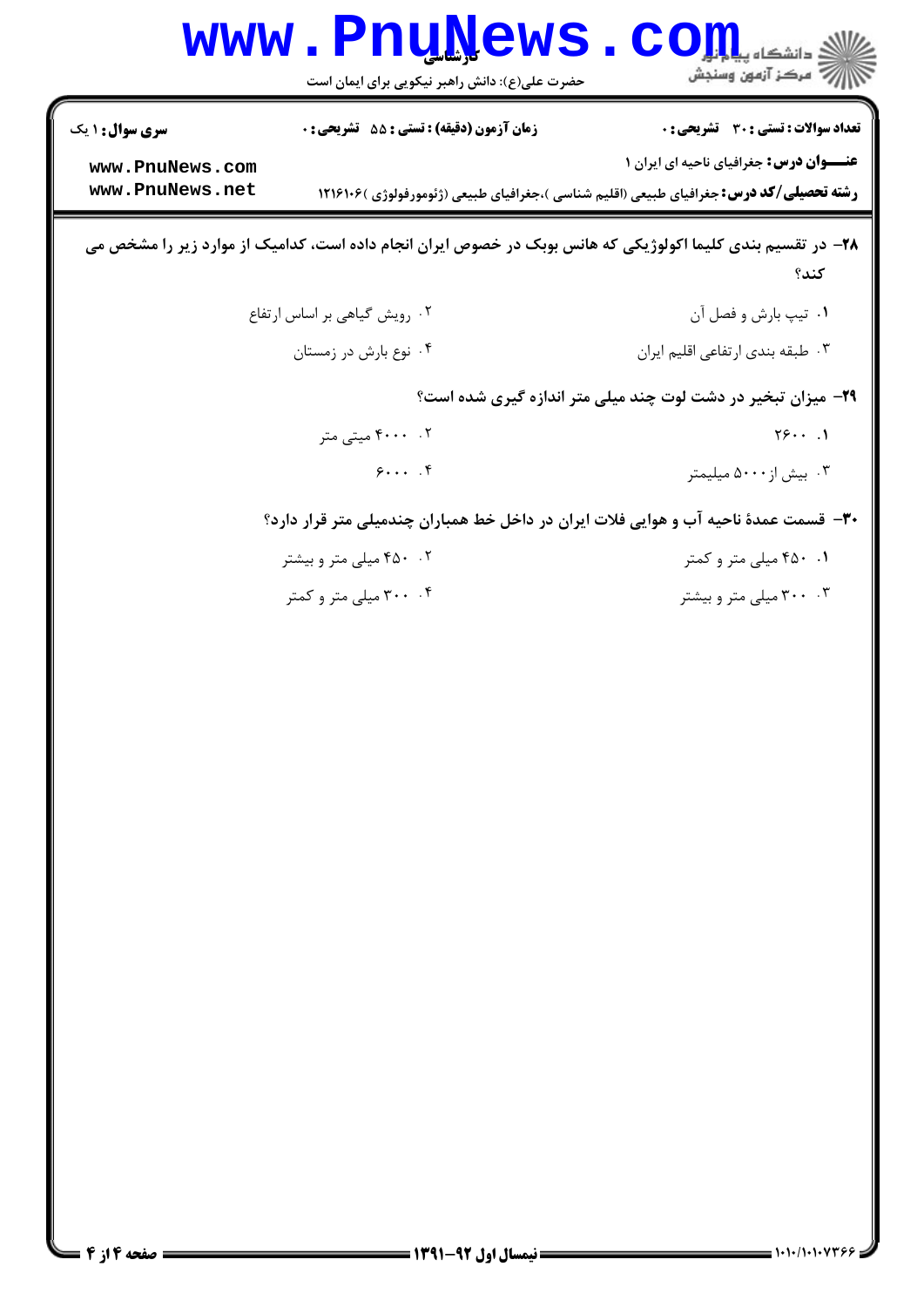**سری سوال:** ۱ یک

**زمان آزمون (دقیقه) : تستی : ۵۵ تشریحی : ۰**

**تعداد سوالات : تستی : ۳۰ تشریحی : ۰**

**عنـــوان درس:** جغرافیای ناحیه ای ایران ۱

**رشته تحصیلی/کد درس:** جغرافیای طبیعی (اقلیم شناسی )،جغرافیای طبیعی (ژئومورفولوژی )۱۲۱۶۱۰۶

**۲۸- در تقسیم بندی کلیما اکولوژیکی که هانس بوبک در خصوص ایران انجام داده است، کدامیک از موارد زیر را مشخص می کند؟**

۱. تیپ بارش و فصل آن

۲. رویش گیاهی بر اساس ارتفاع

۳. طبقه بندی ارتفاعی اقلیم ایران

۴. نوع بارش در زمستان

**۲۹- میزان تبخیر در دشت لوت چند میلی متر اندازه گیری شده است؟**

۱. ۲۶۰۰

۲. ۴۰۰۰ میتی متر

۳. بیش از۵۰۰۰ میلیمتر

۴. ۶۰۰۰

**۳۰- قسمت عمدهٔ ناحیه آب و هوایی فلات ایران در داخل خط همباران چندمیلی متر قرار دارد؟**

۱. ۴۵۰ میلی متر و کمتر

۲. ۴۵۰ میلی متر و بیشتر

۳. ۳۰۰ میلی متر و بیشتر

۴. ۳۰۰ میلی متر و کمتر